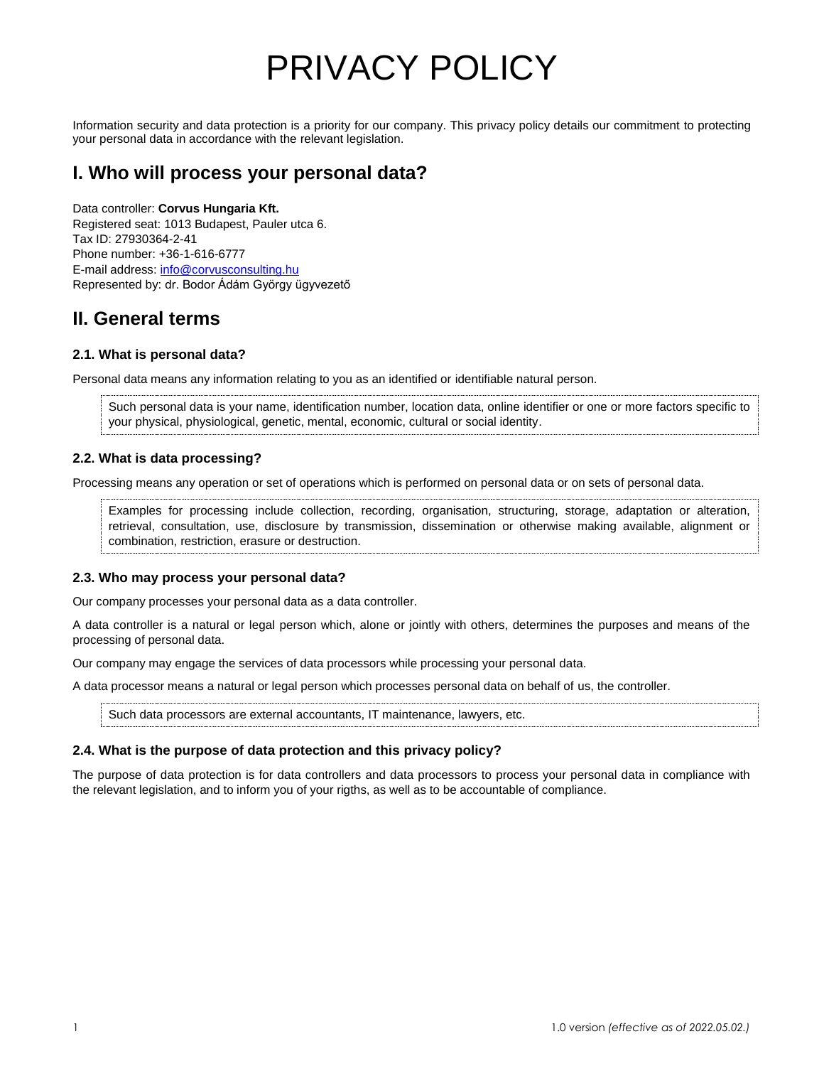# PRIVACY POLICY

Information security and data protection is a priority for our company. This privacy policy details our commitment to protecting your personal data in accordance with the relevant legislation.

## I. Who will process your personal data?

Data controller: **Corvus Hungaria Kft.**
Registered seat: 1013 Budapest, Pauler utca 6.
Tax ID: 27930364-2-41
Phone number: +36-1-616-6777
E-mail address: [info@corvusconsulting.hu](mailto:info@corvusconsulting.hu)
Represented by: dr. Bodor Ádám György ügyvezető

## II. General terms

### 2.1. What is personal data?

Personal data means any information relating to you as an identified or identifiable natural person.

> Such personal data is your name, identification number, location data, online identifier or one or more factors specific to your physical, physiological, genetic, mental, economic, cultural or social identity.

### 2.2. What is data processing?

Processing means any operation or set of operations which is performed on personal data or on sets of personal data.

> Examples for processing include collection, recording, organisation, structuring, storage, adaptation or alteration, retrieval, consultation, use, disclosure by transmission, dissemination or otherwise making available, alignment or combination, restriction, erasure or destruction.

### 2.3. Who may process your personal data?

Our company processes your personal data as a data controller.

A data controller is a natural or legal person which, alone or jointly with others, determines the purposes and means of the processing of personal data.

Our company may engage the services of data processors while processing your personal data.

A data processor means a natural or legal person which processes personal data on behalf of us, the controller.

> Such data processors are external accountants, IT maintenance, lawyers, etc.

### 2.4. What is the purpose of data protection and this privacy policy?

The purpose of data protection is for data controllers and data processors to process your personal data in compliance with the relevant legislation, and to inform you of your rigths, as well as to be accountable of compliance.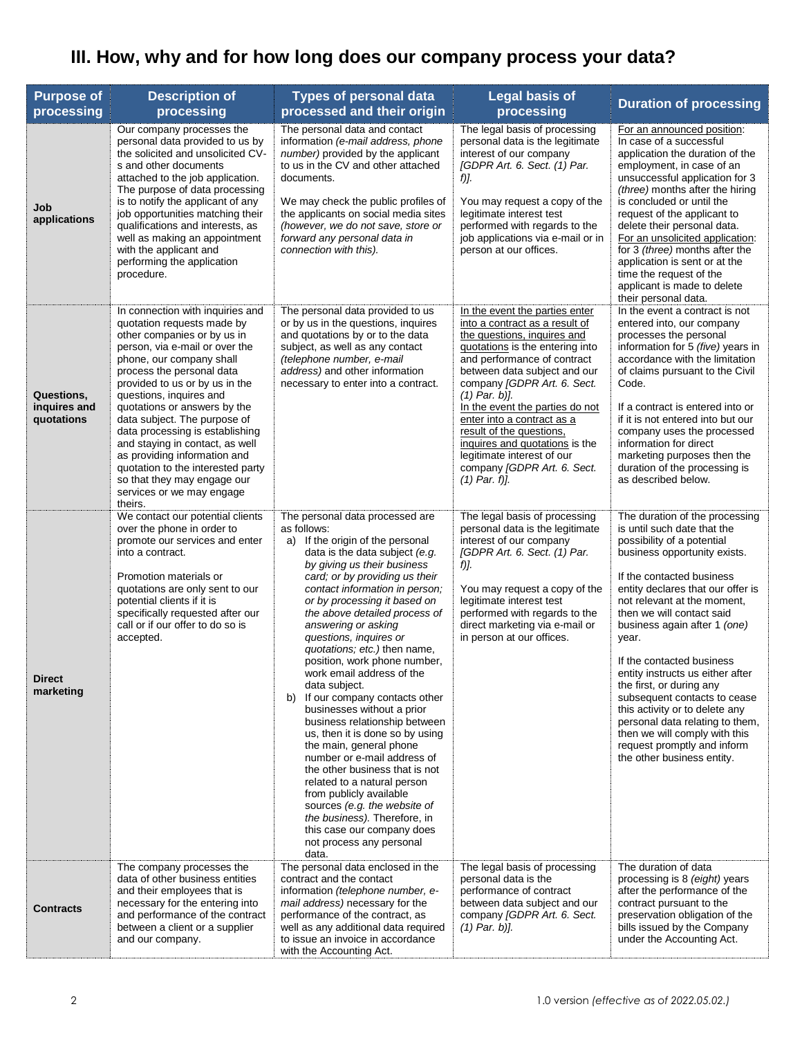# III. How, why and for how long does our company process your data?

| Purpose of processing | Description of processing | Types of personal data processed and their origin | Legal basis of processing | Duration of processing |
|---|---|---|---|---|
| **Job applications** | Our company processes the personal data provided to us by the solicited and unsolicited CV-s and other documents attached to the job application. The purpose of data processing is to notify the applicant of any job opportunities matching their qualifications and interests, as well as making an appointment with the applicant and performing the application procedure. | The personal data and contact information *(e-mail address, phone number)* provided by the applicant to us in the CV and other attached documents.<br><br>We may check the public profiles of the applicants on social media sites *(however, we do not save, store or forward any personal data in connection with this).* | The legal basis of processing personal data is the legitimate interest of our company *[GDPR Art. 6. Sect. (1) Par. f)].*<br><br>You may request a copy of the legitimate interest test performed with regards to the job applications via e-mail or in person at our offices. | For an announced position: In case of a successful application the duration of the employment, in case of an unsuccessful application for 3 *(three)* months after the hiring is concluded or until the request of the applicant to delete their personal data.<br>For an unsolicited application: for 3 *(three)* months after the application is sent or at the time the request of the applicant is made to delete their personal data. |
| **Questions, inquires and quotations** | In connection with inquiries and quotation requests made by other companies or by us in person, via e-mail or over the phone, our company shall process the personal data provided to us or by us in the questions, inquires and quotations or answers by the data subject. The purpose of data processing is establishing and staying in contact, as well as providing information and quotation to the interested party so that they may engage our services or we may engage theirs. | The personal data provided to us or by us in the questions, inquires and quotations by or to the data subject, as well as any contact *(telephone number, e-mail address)* and other information necessary to enter into a contract. | In the event the parties enter into a contract as a result of the questions, inquires and quotations is the entering into and performance of contract between data subject and our company *[GDPR Art. 6. Sect. (1) Par. b)].*<br>In the event the parties do not enter into a contract as a result of the questions, inquires and quotations is the legitimate interest of our company *[GDPR Art. 6. Sect. (1) Par. f)].* | In the event a contract is not entered into, our company processes the personal information for 5 *(five)* years in accordance with the limitation of claims pursuant to the Civil Code.<br><br>If a contract is entered into or if it is not entered into but our company uses the processed information for direct marketing purposes then the duration of the processing is as described below. |
| **Direct marketing** | We contact our potential clients over the phone in order to promote our services and enter into a contract.<br><br>Promotion materials or quotations are only sent to our potential clients if it is specifically requested after our call or if our offer to do so is accepted. | The personal data processed are as follows:<br>a) If the origin of the personal data is the data subject *(e.g. by giving us their business card; or by providing us their contact information in person; or by processing it based on the above detailed process of answering or asking questions, inquires or quotations; etc.)* then name, position, work phone number, work email address of the data subject.<br>b) If our company contacts other businesses without a prior business relationship between us, then it is done so by using the main, general phone number or e-mail address of the other business that is not related to a natural person from publicly available sources *(e.g. the website of the business).* Therefore, in this case our company does not process any personal data. | The legal basis of processing personal data is the legitimate interest of our company *[GDPR Art. 6. Sect. (1) Par. f)].*<br><br>You may request a copy of the legitimate interest test performed with regards to the direct marketing via e-mail or in person at our offices. | The duration of the processing is until such date that the possibility of a potential business opportunity exists.<br><br>If the contacted business entity declares that our offer is not relevant at the moment, then we will contact said business again after 1 *(one)* year.<br><br>If the contacted business entity instructs us either after the first, or during any subsequent contacts to cease this activity or to delete any personal data relating to them, then we will comply with this request promptly and inform the other business entity. |
| **Contracts** | The company processes the data of other business entities and their employees that is necessary for the entering into and performance of the contract between a client or a supplier and our company. | The personal data enclosed in the contract and the contact information *(telephone number, e-mail address)* necessary for the performance of the contract, as well as any additional data required to issue an invoice in accordance with the Accounting Act. | The legal basis of processing personal data is the performance of contract between data subject and our company *[GDPR Art. 6. Sect. (1) Par. b)].* | The duration of data processing is 8 *(eight)* years after the performance of the contract pursuant to the preservation obligation of the bills issued by the Company under the Accounting Act. |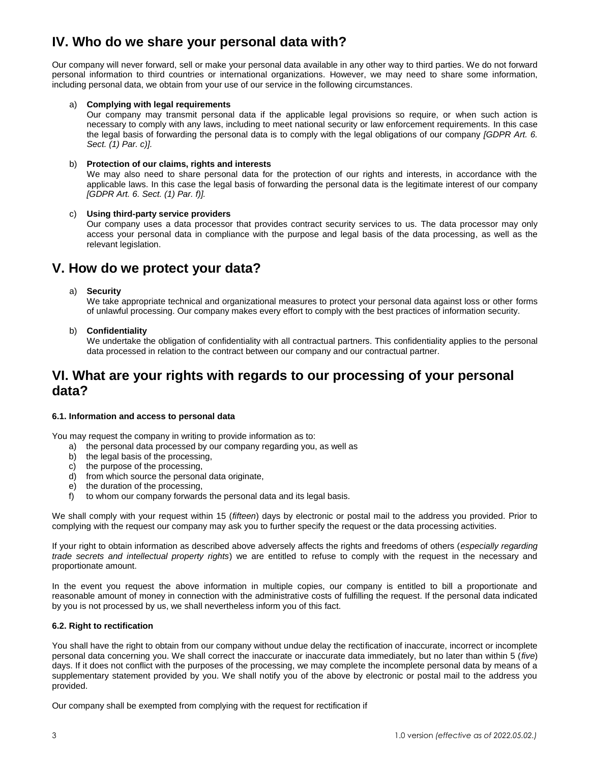## IV. Who do we share your personal data with?

Our company will never forward, sell or make your personal data available in any other way to third parties. We do not forward personal information to third countries or international organizations. However, we may need to share some information, including personal data, we obtain from your use of our service in the following circumstances.

a) **Complying with legal requirements**
   Our company may transmit personal data if the applicable legal provisions so require, or when such action is necessary to comply with any laws, including to meet national security or law enforcement requirements. In this case the legal basis of forwarding the personal data is to comply with the legal obligations of our company *[GDPR Art. 6. Sect. (1) Par. c)].*

b) **Protection of our claims, rights and interests**
   We may also need to share personal data for the protection of our rights and interests, in accordance with the applicable laws. In this case the legal basis of forwarding the personal data is the legitimate interest of our company *[GDPR Art. 6. Sect. (1) Par. f)].*

c) **Using third-party service providers**
   Our company uses a data processor that provides contract security services to us. The data processor may only access your personal data in compliance with the purpose and legal basis of the data processing, as well as the relevant legislation.

## V. How do we protect your data?

a) **Security**
   We take appropriate technical and organizational measures to protect your personal data against loss or other forms of unlawful processing. Our company makes every effort to comply with the best practices of information security.

b) **Confidentiality**
   We undertake the obligation of confidentiality with all contractual partners. This confidentiality applies to the personal data processed in relation to the contract between our company and our contractual partner.

## VI. What are your rights with regards to our processing of your personal data?

#### 6.1. Information and access to personal data

You may request the company in writing to provide information as to:

a) the personal data processed by our company regarding you, as well as
b) the legal basis of the processing,
c) the purpose of the processing,
d) from which source the personal data originate,
e) the duration of the processing,
f) to whom our company forwards the personal data and its legal basis.

We shall comply with your request within 15 (*fifteen*) days by electronic or postal mail to the address you provided. Prior to complying with the request our company may ask you to further specify the request or the data processing activities.

If your right to obtain information as described above adversely affects the rights and freedoms of others (*especially regarding trade secrets and intellectual property rights*) we are entitled to refuse to comply with the request in the necessary and proportionate amount.

In the event you request the above information in multiple copies, our company is entitled to bill a proportionate and reasonable amount of money in connection with the administrative costs of fulfilling the request. If the personal data indicated by you is not processed by us, we shall nevertheless inform you of this fact.

#### 6.2. Right to rectification

You shall have the right to obtain from our company without undue delay the rectification of inaccurate, incorrect or incomplete personal data concerning you. We shall correct the inaccurate or inaccurate data immediately, but no later than within 5 (*five*) days. If it does not conflict with the purposes of the processing, we may complete the incomplete personal data by means of a supplementary statement provided by you. We shall notify you of the above by electronic or postal mail to the address you provided.

Our company shall be exempted from complying with the request for rectification if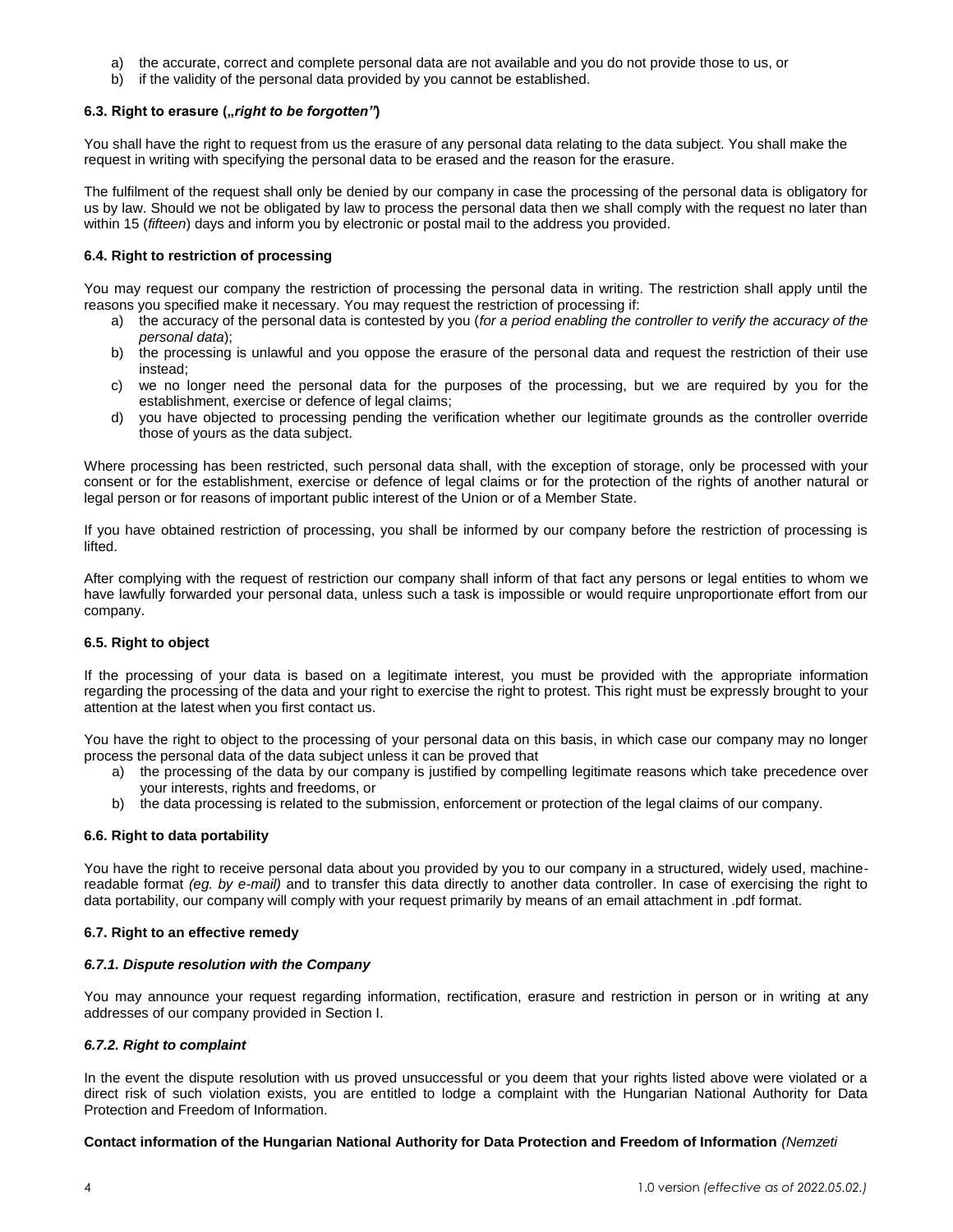a) the accurate, correct and complete personal data are not available and you do not provide those to us, or
b) if the validity of the personal data provided by you cannot be established.

#### 6.3. Right to erasure („*right to be forgotten"*)

You shall have the right to request from us the erasure of any personal data relating to the data subject. You shall make the request in writing with specifying the personal data to be erased and the reason for the erasure.

The fulfilment of the request shall only be denied by our company in case the processing of the personal data is obligatory for us by law. Should we not be obligated by law to process the personal data then we shall comply with the request no later than within 15 (*fifteen*) days and inform you by electronic or postal mail to the address you provided.

#### 6.4. Right to restriction of processing

You may request our company the restriction of processing the personal data in writing. The restriction shall apply until the reasons you specified make it necessary. You may request the restriction of processing if:

a) the accuracy of the personal data is contested by you (*for a period enabling the controller to verify the accuracy of the personal data*);
b) the processing is unlawful and you oppose the erasure of the personal data and request the restriction of their use instead;
c) we no longer need the personal data for the purposes of the processing, but we are required by you for the establishment, exercise or defence of legal claims;
d) you have objected to processing pending the verification whether our legitimate grounds as the controller override those of yours as the data subject.

Where processing has been restricted, such personal data shall, with the exception of storage, only be processed with your consent or for the establishment, exercise or defence of legal claims or for the protection of the rights of another natural or legal person or for reasons of important public interest of the Union or of a Member State.

If you have obtained restriction of processing, you shall be informed by our company before the restriction of processing is lifted.

After complying with the request of restriction our company shall inform of that fact any persons or legal entities to whom we have lawfully forwarded your personal data, unless such a task is impossible or would require unproportionate effort from our company.

#### 6.5. Right to object

If the processing of your data is based on a legitimate interest, you must be provided with the appropriate information regarding the processing of the data and your right to exercise the right to protest. This right must be expressly brought to your attention at the latest when you first contact us.

You have the right to object to the processing of your personal data on this basis, in which case our company may no longer process the personal data of the data subject unless it can be proved that

a) the processing of the data by our company is justified by compelling legitimate reasons which take precedence over your interests, rights and freedoms, or
b) the data processing is related to the submission, enforcement or protection of the legal claims of our company.

#### 6.6. Right to data portability

You have the right to receive personal data about you provided by you to our company in a structured, widely used, machine-readable format *(eg. by e-mail)* and to transfer this data directly to another data controller. In case of exercising the right to data portability, our company will comply with your request primarily by means of an email attachment in .pdf format.

#### 6.7. Right to an effective remedy

##### *6.7.1. Dispute resolution with the Company*

You may announce your request regarding information, rectification, erasure and restriction in person or in writing at any addresses of our company provided in Section I.

##### *6.7.2. Right to complaint*

In the event the dispute resolution with us proved unsuccessful or you deem that your rights listed above were violated or a direct risk of such violation exists, you are entitled to lodge a complaint with the Hungarian National Authority for Data Protection and Freedom of Information.

**Contact information of the Hungarian National Authority for Data Protection and Freedom of Information** *(Nemzeti*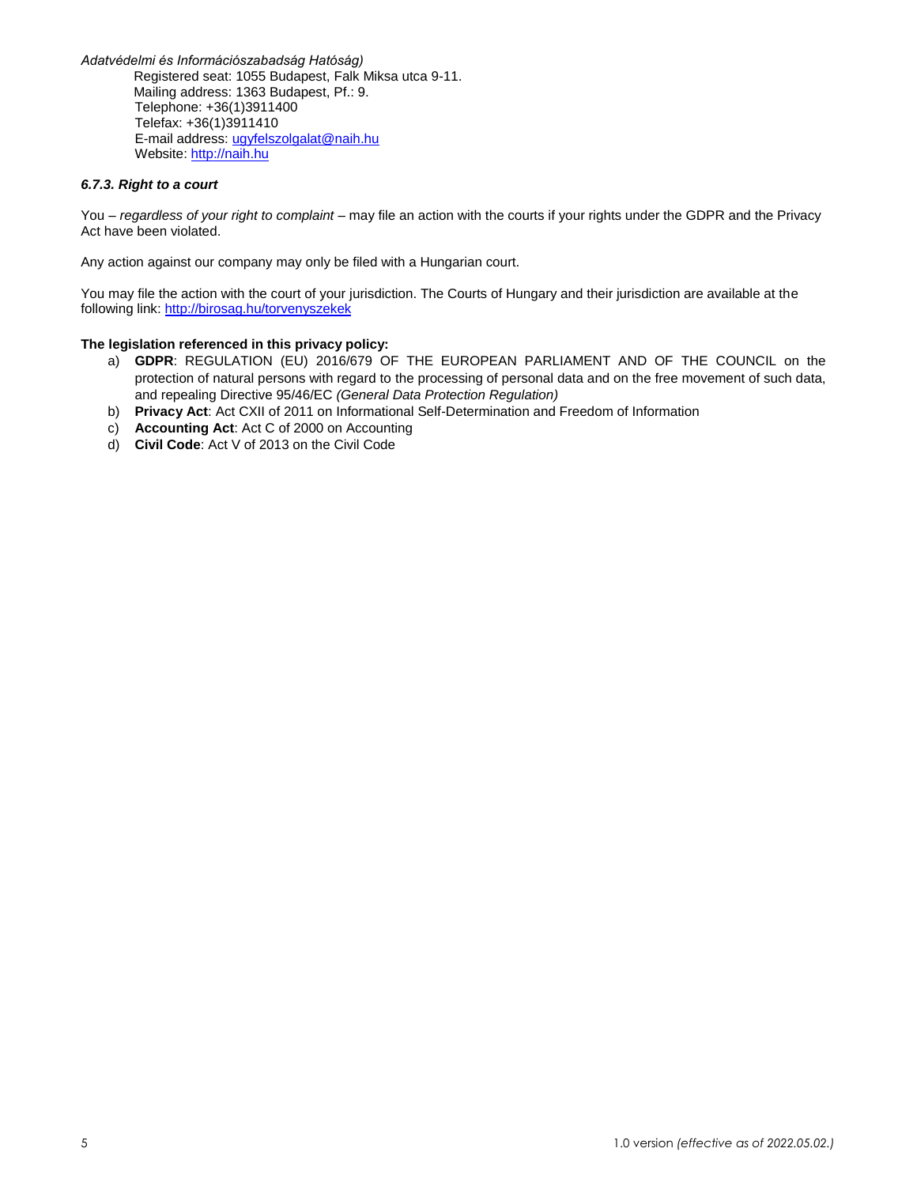*Adatvédelmi és Információszabadság Hatóság)*

Registered seat: 1055 Budapest, Falk Miksa utca 9-11.
Mailing address: 1363 Budapest, Pf.: 9.
Telephone: +36(1)3911400
Telefax: +36(1)3911410
E-mail address: ugyfelszolgalat@naih.hu
Website: http://naih.hu

### *6.7.3. Right to a court*

You – *regardless of your right to complaint* – may file an action with the courts if your rights under the GDPR and the Privacy Act have been violated.

Any action against our company may only be filed with a Hungarian court.

You may file the action with the court of your jurisdiction. The Courts of Hungary and their jurisdiction are available at the following link: http://birosag.hu/torvenyszekek

**The legislation referenced in this privacy policy:**

a) **GDPR**: REGULATION (EU) 2016/679 OF THE EUROPEAN PARLIAMENT AND OF THE COUNCIL on the protection of natural persons with regard to the processing of personal data and on the free movement of such data, and repealing Directive 95/46/EC *(General Data Protection Regulation)*
b) **Privacy Act**: Act CXII of 2011 on Informational Self-Determination and Freedom of Information
c) **Accounting Act**: Act C of 2000 on Accounting
d) **Civil Code**: Act V of 2013 on the Civil Code

1.0 version *(effective as of 2022.05.02.)*